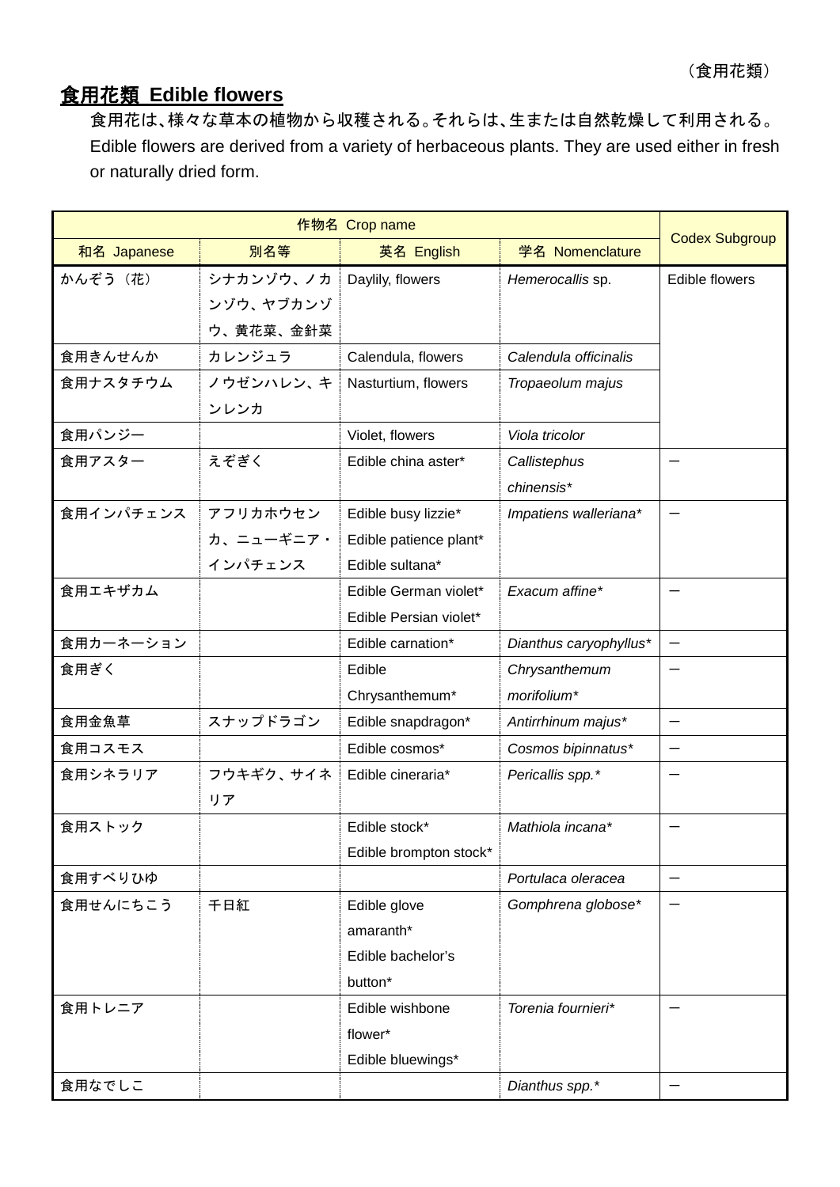（食用花類）

## 食用花類 Edible flowers

食用花は、様々な草本の植物から収穫される。それらは、生または自然乾燥して利用される。
Edible flowers are derived from a variety of herbaceous plants. They are used either in fresh or naturally dried form.

| 作物名 Crop name | | | | Codex Subgroup |
|---|---|---|---|---|
| 和名 Japanese | 別名等 | 英名 English | 学名 Nomenclature | |
| かんぞう（花） | シナカンゾウ、ノカンゾウ、ヤブカンゾウ、黄花菜、金針菜 | Daylily, flowers | *Hemerocallis* sp. | Edible flowers |
| 食用きんせんか | カレンジュラ | Calendula, flowers | *Calendula officinalis* | |
| 食用ナスタチウム | ノウゼンハレン、キンレンカ | Nasturtium, flowers | *Tropaeolum majus* | |
| 食用パンジー | | Violet, flowers | *Viola tricolor* | |
| 食用アスター | えぞぎく | Edible china aster* | *Callistephus chinensis** | ー |
| 食用インパチェンス | アフリカホウセンカ、ニューギニア・インパチェンス | Edible busy lizzie* Edible patience plant* Edible sultana* | *Impatiens walleriana** | ー |
| 食用エキザカム | | Edible German violet* Edible Persian violet* | *Exacum affine** | ー |
| 食用カーネーション | | Edible carnation* | *Dianthus caryophyllus** | ー |
| 食用ぎく | | Edible Chrysanthemum* | *Chrysanthemum morifolium** | ー |
| 食用金魚草 | スナップドラゴン | Edible snapdragon* | *Antirrhinum majus** | ー |
| 食用コスモス | | Edible cosmos* | *Cosmos bipinnatus** | ー |
| 食用シネラリア | フウキギク、サイネリア | Edible cineraria* | *Pericallis spp.** | ー |
| 食用ストック | | Edible stock* Edible brompton stock* | *Mathiola incana** | ー |
| 食用すべりひゆ | | | *Portulaca oleracea* | ー |
| 食用せんにちこう | 千日紅 | Edible glove amaranth* Edible bachelor's button* | *Gomphrena globose** | ー |
| 食用トレニア | | Edible wishbone flower* Edible bluewings* | *Torenia fournieri** | ー |
| 食用なでしこ | | | *Dianthus spp.** | ー |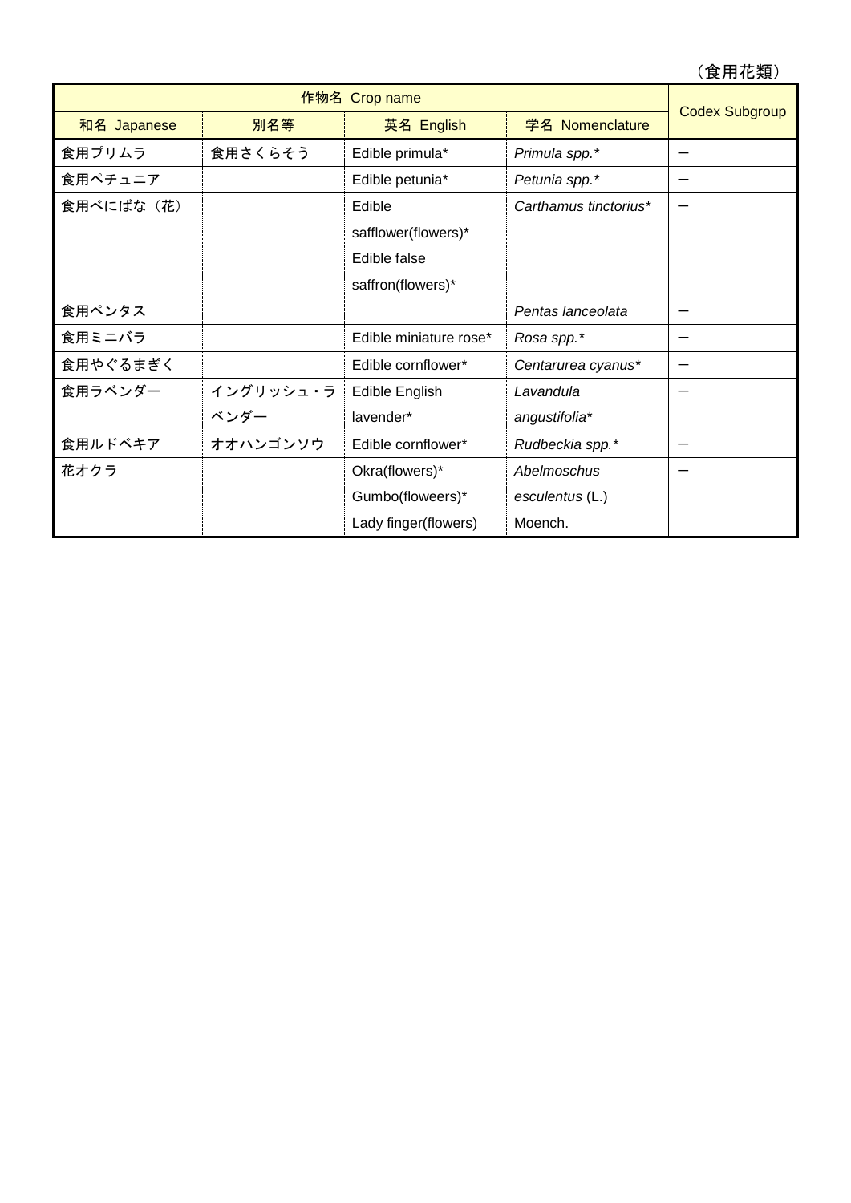（食用花類）

| 作物名 Crop name | | | | Codex Subgroup |
|---|---|---|---|---|
| 和名 Japanese | 別名等 | 英名 English | 学名 Nomenclature | |
| 食用プリムラ | 食用さくらそう | Edible primula* | *Primula spp.** | ー |
| 食用ペチュニア | | Edible petunia* | *Petunia spp.** | ー |
| 食用べにばな（花） | | Edible safflower(flowers)* Edible false saffron(flowers)* | *Carthamus tinctorius** | ー |
| 食用ペンタス | | | *Pentas lanceolata* | ー |
| 食用ミニバラ | | Edible miniature rose* | *Rosa spp.** | ー |
| 食用やぐるまぎく | | Edible cornflower* | *Centarurea cyanus** | ー |
| 食用ラベンダー | イングリッシュ・ラベンダー | Edible English lavender* | *Lavandula angustifolia** | ー |
| 食用ルドベキア | オオハンゴンソウ | Edible cornflower* | *Rudbeckia spp.** | ー |
| 花オクラ | | Okra(flowers)* Gumbo(floweers)* Lady finger(flowers) | *Abelmoschus esculentus* (L.) Moench. | ー |